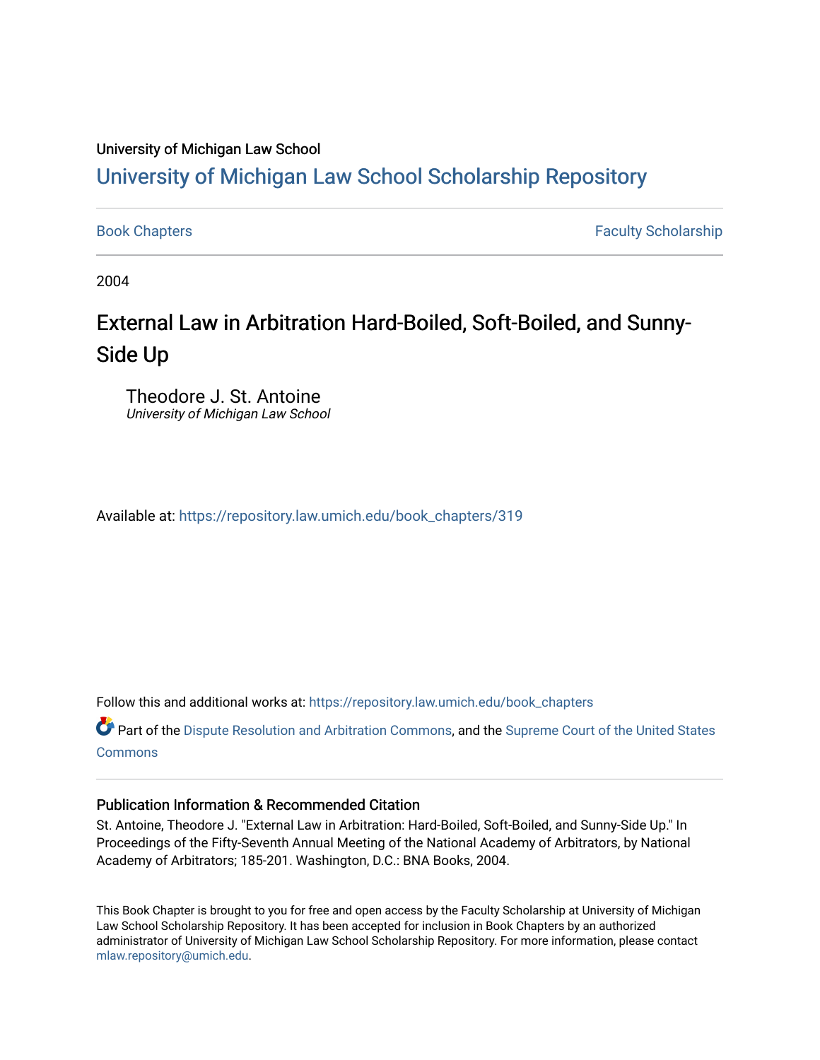University of Michigan Law School

# University of Michigan Law School Scholarship Repository

Book Chapters | Faculty Scholarship

2004

## External Law in Arbitration Hard-Boiled, Soft-Boiled, and Sunny-Side Up

Theodore J. St. Antoine
*University of Michigan Law School*

Available at: https://repository.law.umich.edu/book_chapters/319

Follow this and additional works at: https://repository.law.umich.edu/book_chapters

Part of the Dispute Resolution and Arbitration Commons, and the Supreme Court of the United States Commons

### Publication Information & Recommended Citation

St. Antoine, Theodore J. "External Law in Arbitration: Hard-Boiled, Soft-Boiled, and Sunny-Side Up." In Proceedings of the Fifty-Seventh Annual Meeting of the National Academy of Arbitrators, by National Academy of Arbitrators; 185-201. Washington, D.C.: BNA Books, 2004.

This Book Chapter is brought to you for free and open access by the Faculty Scholarship at University of Michigan Law School Scholarship Repository. It has been accepted for inclusion in Book Chapters by an authorized administrator of University of Michigan Law School Scholarship Repository. For more information, please contact mlaw.repository@umich.edu.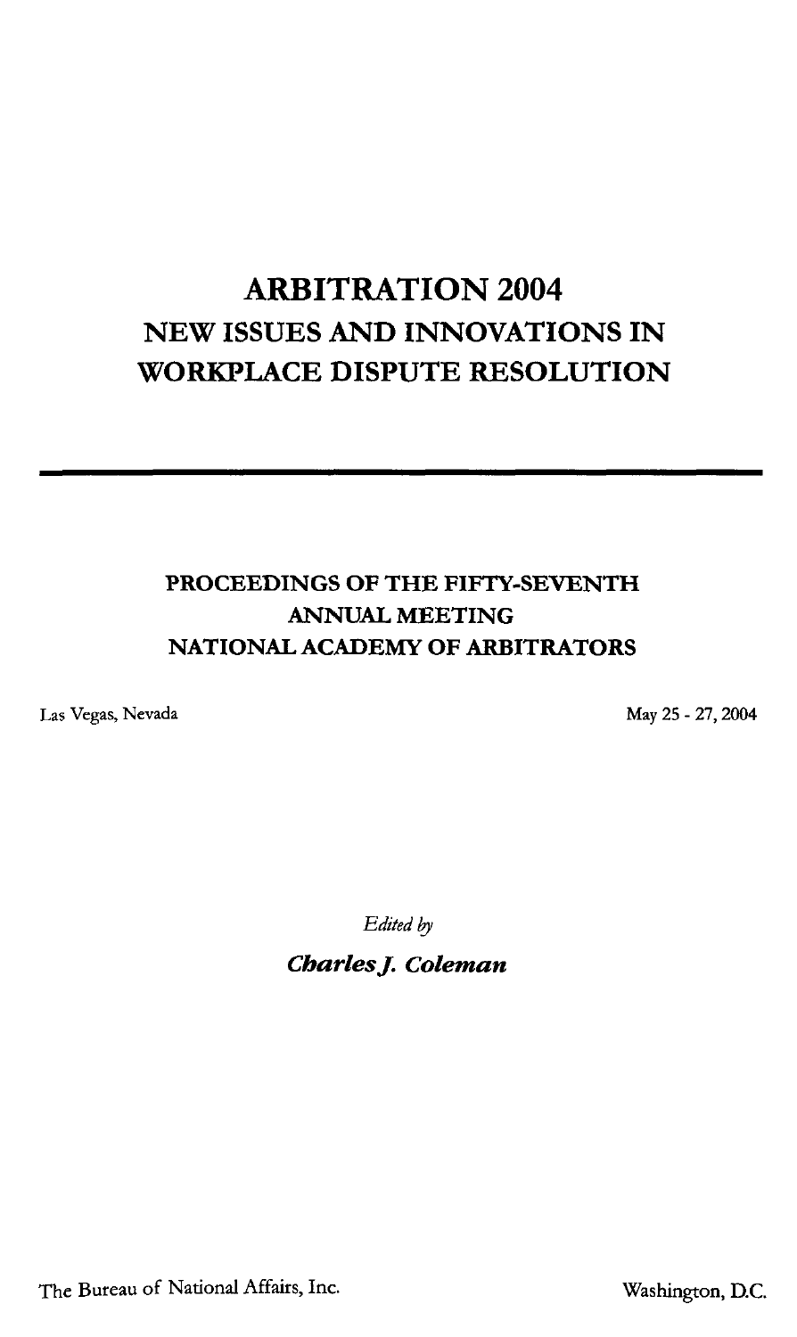# ARBITRATION 2004

## NEW ISSUES AND INNOVATIONS IN WORKPLACE DISPUTE RESOLUTION

---

### PROCEEDINGS OF THE FIFTY-SEVENTH ANNUAL MEETING NATIONAL ACADEMY OF ARBITRATORS

Las Vegas, Nevada

May 25 - 27, 2004

*Edited by*

***Charles J. Coleman***

The Bureau of National Affairs, Inc.

Washington, D.C.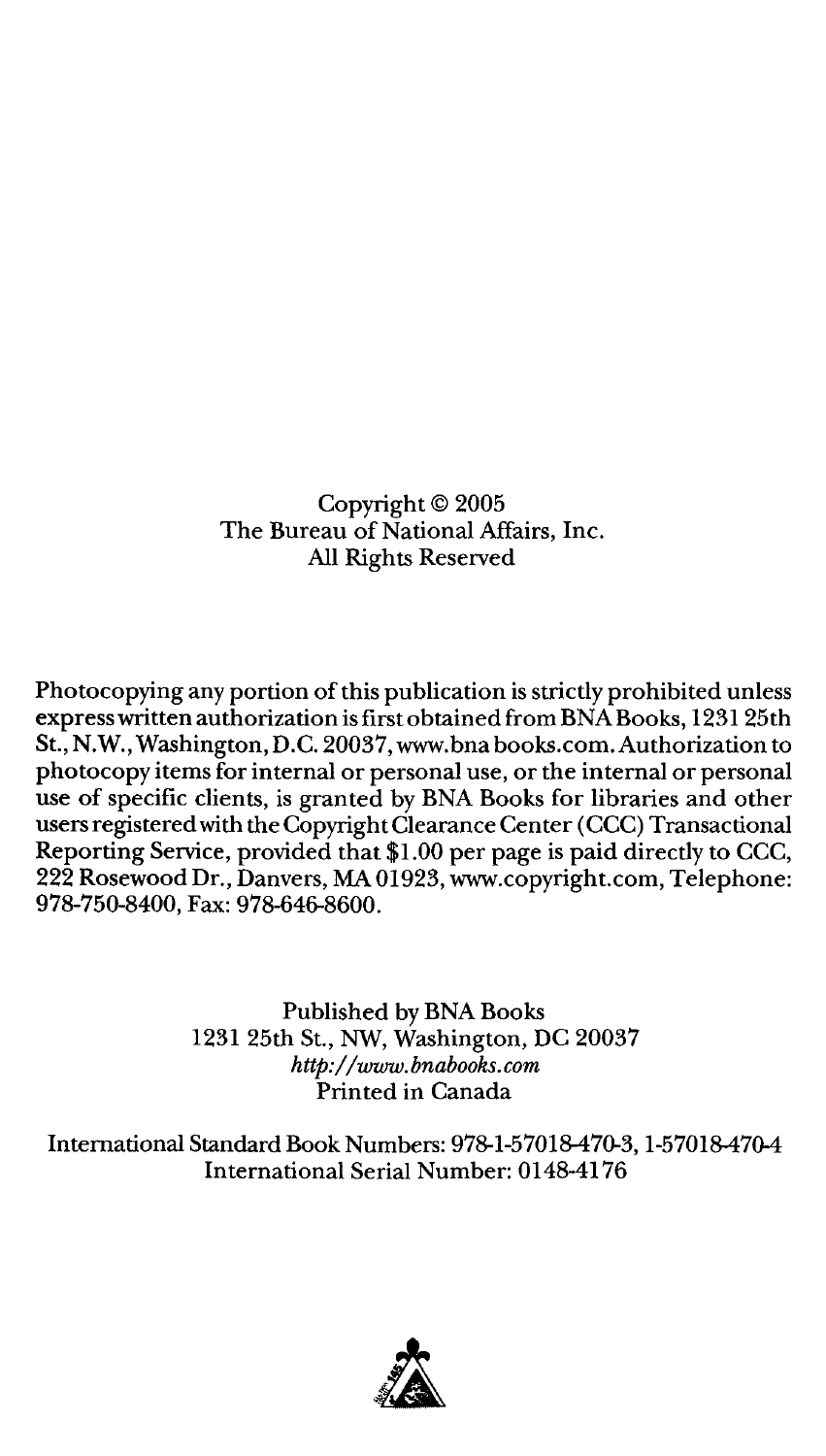Copyright © 2005
The Bureau of National Affairs, Inc.
All Rights Reserved

Photocopying any portion of this publication is strictly prohibited unless express written authorization is first obtained from BNA Books, 1231 25th St., N.W., Washington, D.C. 20037, www.bna books.com. Authorization to photocopy items for internal or personal use, or the internal or personal use of specific clients, is granted by BNA Books for libraries and other users registered with the Copyright Clearance Center (CCC) Transactional Reporting Service, provided that $1.00 per page is paid directly to CCC, 222 Rosewood Dr., Danvers, MA 01923, www.copyright.com, Telephone: 978-750-8400, Fax: 978-646-8600.

Published by BNA Books
1231 25th St., NW, Washington, DC 20037
*http://www.bnabooks.com*
Printed in Canada

International Standard Book Numbers: 978-1-57018-470-3, 1-57018-470-4
International Serial Number: 0148-4176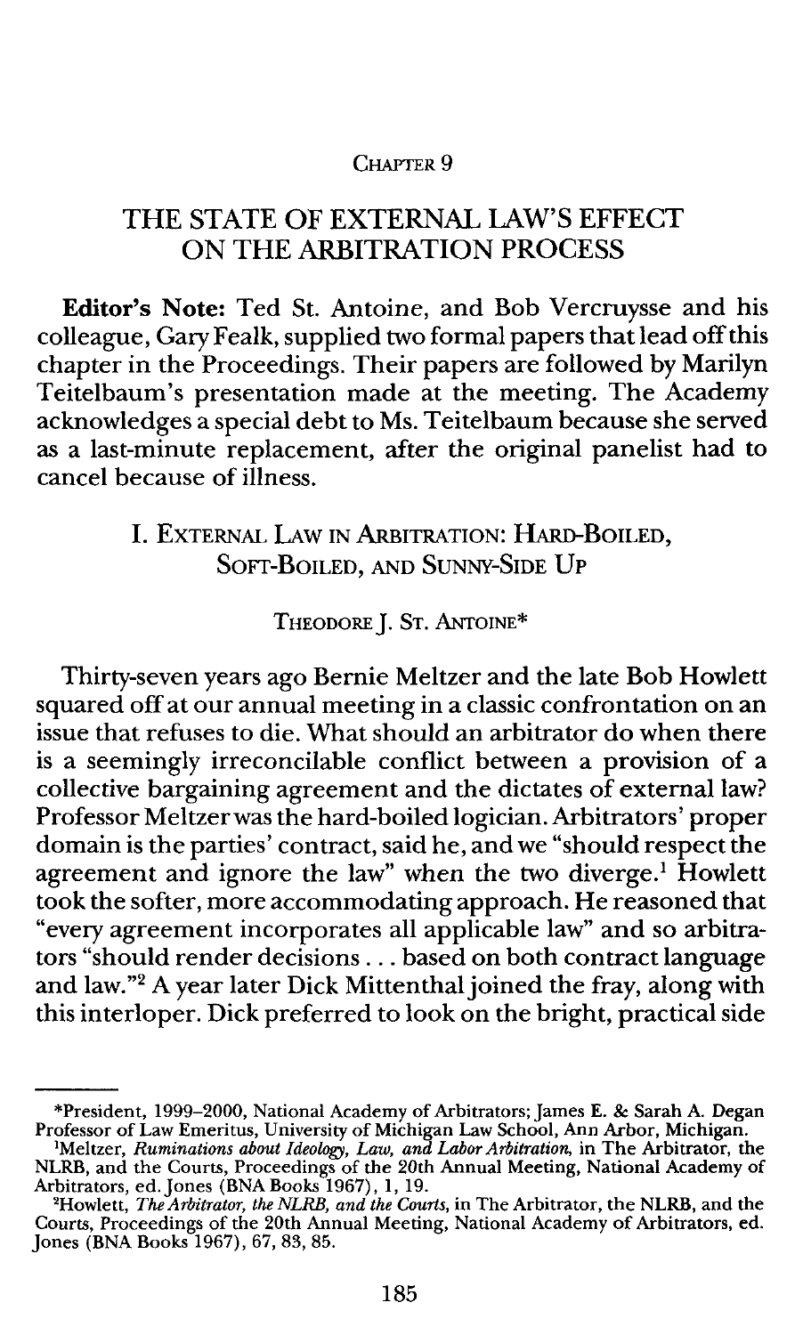CHAPTER 9

# THE STATE OF EXTERNAL LAW'S EFFECT ON THE ARBITRATION PROCESS

**Editor's Note:** Ted St. Antoine, and Bob Vercruysse and his colleague, Gary Fealk, supplied two formal papers that lead off this chapter in the Proceedings. Their papers are followed by Marilyn Teitelbaum's presentation made at the meeting. The Academy acknowledges a special debt to Ms. Teitelbaum because she served as a last-minute replacement, after the original panelist had to cancel because of illness.

## I. EXTERNAL LAW IN ARBITRATION: HARD-BOILED, SOFT-BOILED, AND SUNNY-SIDE UP

THEODORE J. ST. ANTOINE*

Thirty-seven years ago Bernie Meltzer and the late Bob Howlett squared off at our annual meeting in a classic confrontation on an issue that refuses to die. What should an arbitrator do when there is a seemingly irreconcilable conflict between a provision of a collective bargaining agreement and the dictates of external law? Professor Meltzer was the hard-boiled logician. Arbitrators' proper domain is the parties' contract, said he, and we "should respect the agreement and ignore the law" when the two diverge.[1] Howlett took the softer, more accommodating approach. He reasoned that "every agreement incorporates all applicable law" and so arbitrators "should render decisions . . . based on both contract language and law."[2] A year later Dick Mittenthal joined the fray, along with this interloper. Dick preferred to look on the bright, practical side

---

*President, 1999–2000, National Academy of Arbitrators; James E. & Sarah A. Degan Professor of Law Emeritus, University of Michigan Law School, Ann Arbor, Michigan.

[1]Meltzer, *Ruminations about Ideology, Law, and Labor Arbitration*, in The Arbitrator, the NLRB, and the Courts, Proceedings of the 20th Annual Meeting, National Academy of Arbitrators, ed. Jones (BNA Books 1967), 1, 19.

[2]Howlett, *The Arbitrator, the NLRB, and the Courts*, in The Arbitrator, the NLRB, and the Courts, Proceedings of the 20th Annual Meeting, National Academy of Arbitrators, ed. Jones (BNA Books 1967), 67, 83, 85.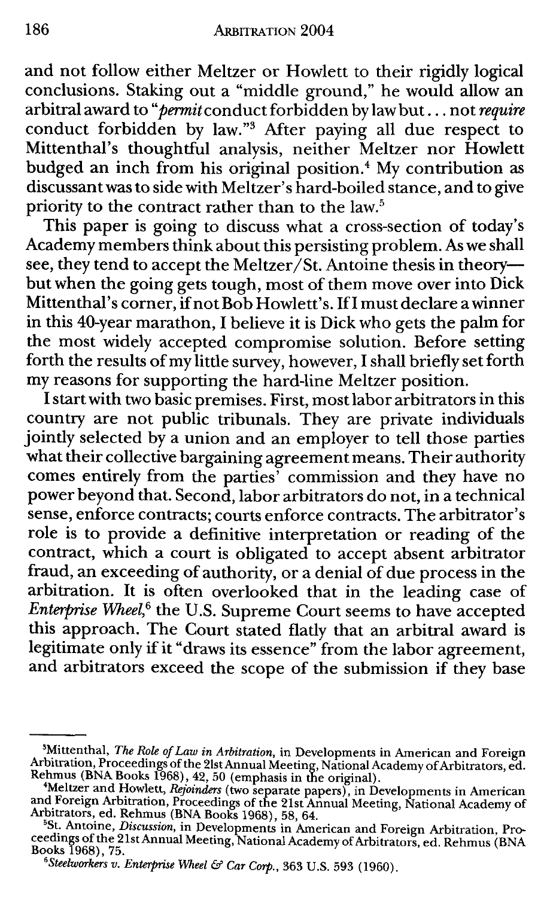and not follow either Meltzer or Howlett to their rigidly logical conclusions. Staking out a "middle ground," he would allow an arbitral award to "*permit* conduct forbidden by law but . . . not *require* conduct forbidden by law."[3] After paying all due respect to Mittenthal's thoughtful analysis, neither Meltzer nor Howlett budged an inch from his original position.[4] My contribution as discussant was to side with Meltzer's hard-boiled stance, and to give priority to the contract rather than to the law.[5]

This paper is going to discuss what a cross-section of today's Academy members think about this persisting problem. As we shall see, they tend to accept the Meltzer/St. Antoine thesis in theory—but when the going gets tough, most of them move over into Dick Mittenthal's corner, if not Bob Howlett's. If I must declare a winner in this 40-year marathon, I believe it is Dick who gets the palm for the most widely accepted compromise solution. Before setting forth the results of my little survey, however, I shall briefly set forth my reasons for supporting the hard-line Meltzer position.

I start with two basic premises. First, most labor arbitrators in this country are not public tribunals. They are private individuals jointly selected by a union and an employer to tell those parties what their collective bargaining agreement means. Their authority comes entirely from the parties' commission and they have no power beyond that. Second, labor arbitrators do not, in a technical sense, enforce contracts; courts enforce contracts. The arbitrator's role is to provide a definitive interpretation or reading of the contract, which a court is obligated to accept absent arbitrator fraud, an exceeding of authority, or a denial of due process in the arbitration. It is often overlooked that in the leading case of *Enterprise Wheel*,[6] the U.S. Supreme Court seems to have accepted this approach. The Court stated flatly that an arbitral award is legitimate only if it "draws its essence" from the labor agreement, and arbitrators exceed the scope of the submission if they base

---

[3] Mittenthal, *The Role of Law in Arbitration*, in Developments in American and Foreign Arbitration, Proceedings of the 21st Annual Meeting, National Academy of Arbitrators, ed. Rehmus (BNA Books 1968), 42, 50 (emphasis in the original).

[4] Meltzer and Howlett, *Rejoinders* (two separate papers), in Developments in American and Foreign Arbitration, Proceedings of the 21st Annual Meeting, National Academy of Arbitrators, ed. Rehmus (BNA Books 1968), 58, 64.

[5] St. Antoine, *Discussion*, in Developments in American and Foreign Arbitration, Proceedings of the 21st Annual Meeting, National Academy of Arbitrators, ed. Rehmus (BNA Books 1968), 75.

[6] *Steelworkers v. Enterprise Wheel & Car Corp.*, 363 U.S. 593 (1960).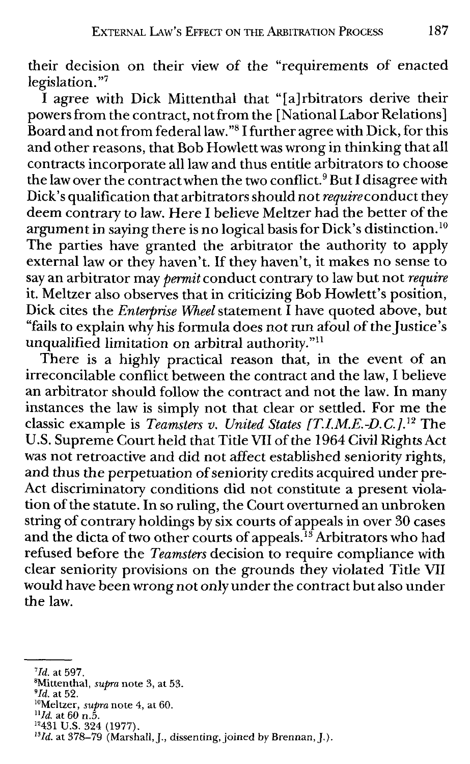their decision on their view of the "requirements of enacted legislation."[7]

I agree with Dick Mittenthal that "[a]rbitrators derive their powers from the contract, not from the [National Labor Relations] Board and not from federal law."[8] I further agree with Dick, for this and other reasons, that Bob Howlett was wrong in thinking that all contracts incorporate all law and thus entitle arbitrators to choose the law over the contract when the two conflict.[9] But I disagree with Dick's qualification that arbitrators should not *require* conduct they deem contrary to law. Here I believe Meltzer had the better of the argument in saying there is no logical basis for Dick's distinction.[10] The parties have granted the arbitrator the authority to apply external law or they haven't. If they haven't, it makes no sense to say an arbitrator may *permit* conduct contrary to law but not *require* it. Meltzer also observes that in criticizing Bob Howlett's position, Dick cites the *Enterprise Wheel* statement I have quoted above, but "fails to explain why his formula does not run afoul of the Justice's unqualified limitation on arbitral authority."[11]

There is a highly practical reason that, in the event of an irreconcilable conflict between the contract and the law, I believe an arbitrator should follow the contract and not the law. In many instances the law is simply not that clear or settled. For me the classic example is *Teamsters v. United States [T.I.M.E.-D.C.]*.[12] The U.S. Supreme Court held that Title VII of the 1964 Civil Rights Act was not retroactive and did not affect established seniority rights, and thus the perpetuation of seniority credits acquired under pre-Act discriminatory conditions did not constitute a present violation of the statute. In so ruling, the Court overturned an unbroken string of contrary holdings by six courts of appeals in over 30 cases and the dicta of two other courts of appeals.[13] Arbitrators who had refused before the *Teamsters* decision to require compliance with clear seniority provisions on the grounds they violated Title VII would have been wrong not only under the contract but also under the law.

---

[7] *Id.* at 597.

[8] Mittenthal, *supra* note 3, at 53.

[9] *Id.* at 52.

[10] Meltzer, *supra* note 4, at 60.

[11] *Id.* at 60 n.5.

[12] 431 U.S. 324 (1977).

[13] *Id.* at 378–79 (Marshall, J., dissenting, joined by Brennan, J.).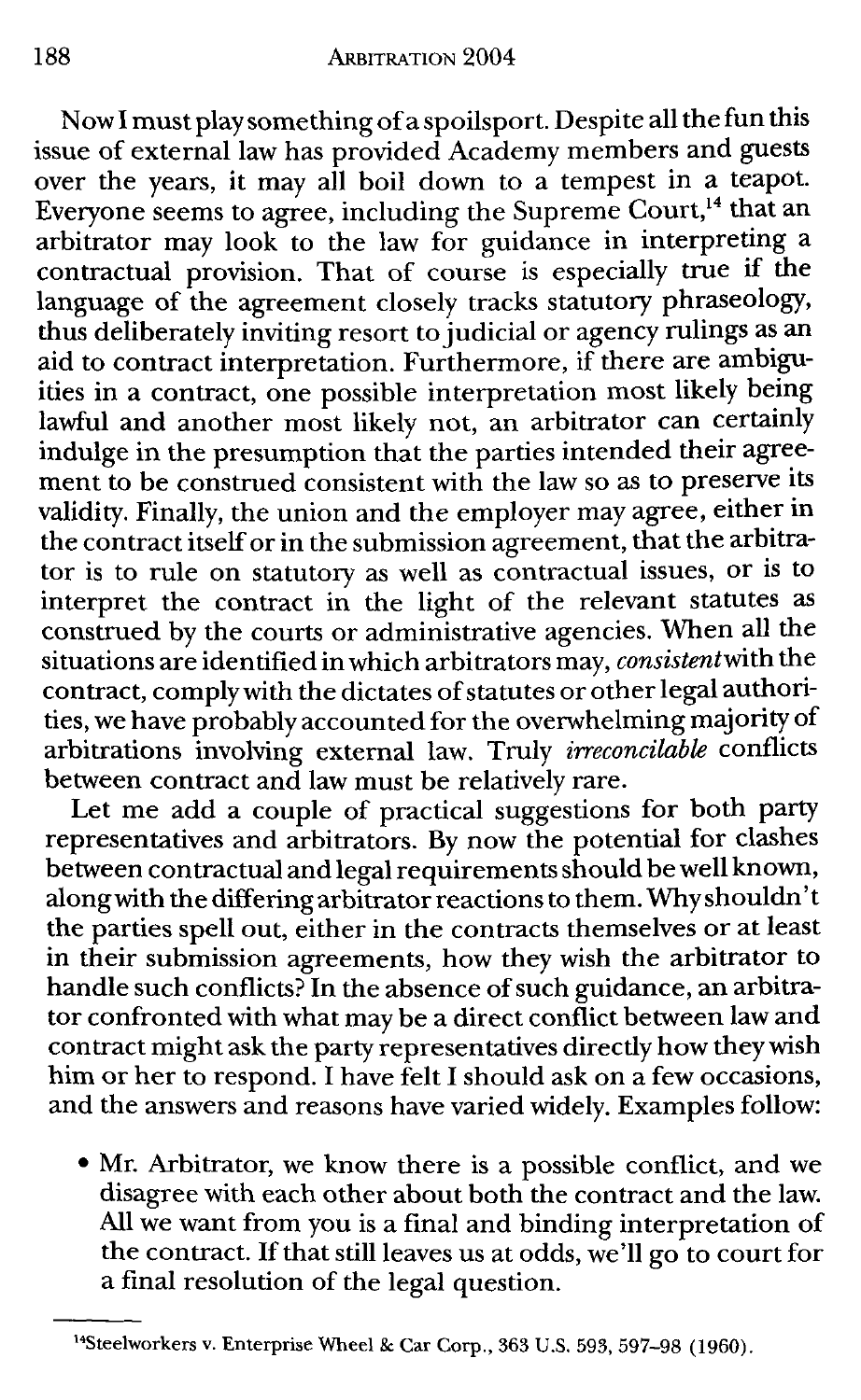Now I must play something of a spoilsport. Despite all the fun this issue of external law has provided Academy members and guests over the years, it may all boil down to a tempest in a teapot. Everyone seems to agree, including the Supreme Court,[14] that an arbitrator may look to the law for guidance in interpreting a contractual provision. That of course is especially true if the language of the agreement closely tracks statutory phraseology, thus deliberately inviting resort to judicial or agency rulings as an aid to contract interpretation. Furthermore, if there are ambiguities in a contract, one possible interpretation most likely being lawful and another most likely not, an arbitrator can certainly indulge in the presumption that the parties intended their agreement to be construed consistent with the law so as to preserve its validity. Finally, the union and the employer may agree, either in the contract itself or in the submission agreement, that the arbitrator is to rule on statutory as well as contractual issues, or is to interpret the contract in the light of the relevant statutes as construed by the courts or administrative agencies. When all the situations are identified in which arbitrators may, *consistent* with the contract, comply with the dictates of statutes or other legal authorities, we have probably accounted for the overwhelming majority of arbitrations involving external law. Truly *irreconcilable* conflicts between contract and law must be relatively rare.

Let me add a couple of practical suggestions for both party representatives and arbitrators. By now the potential for clashes between contractual and legal requirements should be well known, along with the differing arbitrator reactions to them. Why shouldn't the parties spell out, either in the contracts themselves or at least in their submission agreements, how they wish the arbitrator to handle such conflicts? In the absence of such guidance, an arbitrator confronted with what may be a direct conflict between law and contract might ask the party representatives directly how they wish him or her to respond. I have felt I should ask on a few occasions, and the answers and reasons have varied widely. Examples follow:

- Mr. Arbitrator, we know there is a possible conflict, and we disagree with each other about both the contract and the law. All we want from you is a final and binding interpretation of the contract. If that still leaves us at odds, we'll go to court for a final resolution of the legal question.

---

[14] Steelworkers v. Enterprise Wheel & Car Corp., 363 U.S. 593, 597–98 (1960).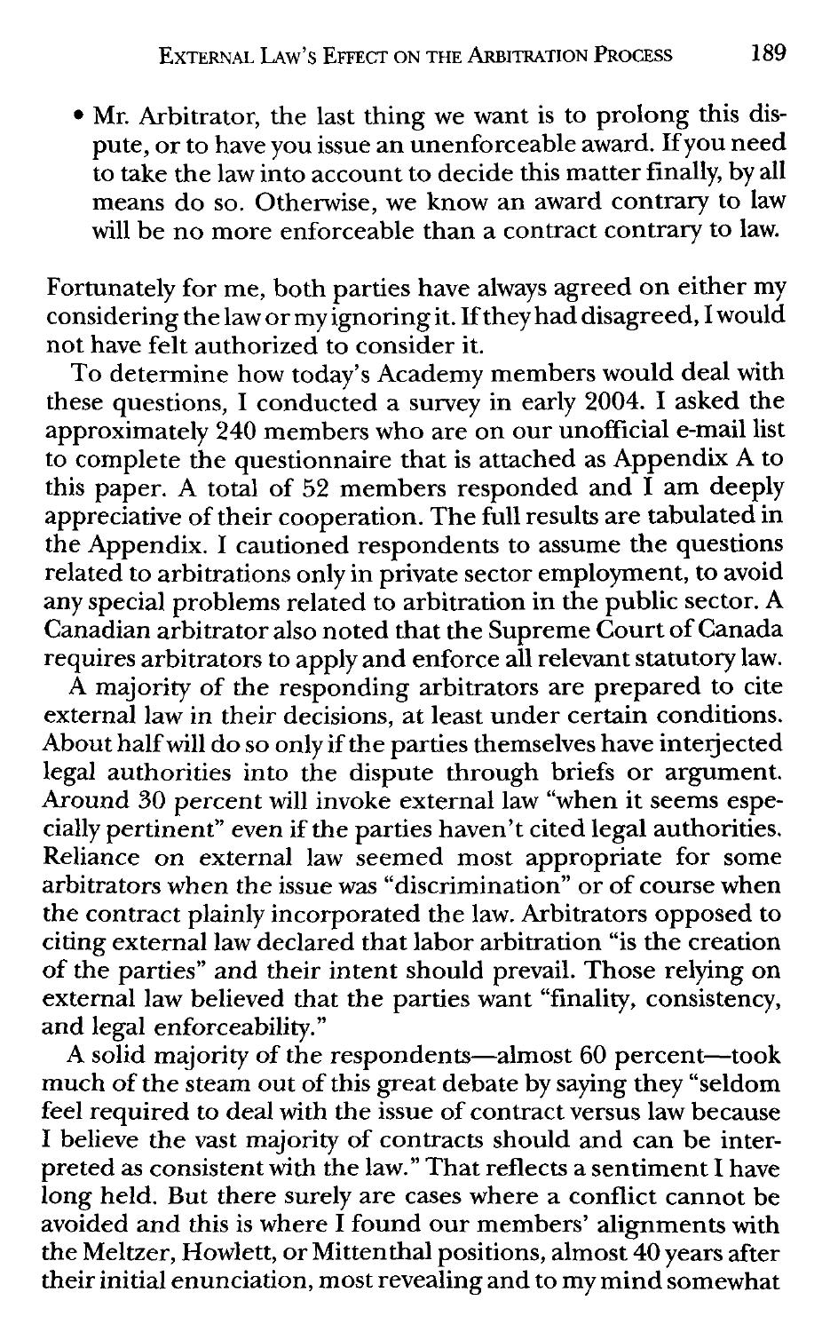- Mr. Arbitrator, the last thing we want is to prolong this dispute, or to have you issue an unenforceable award. If you need to take the law into account to decide this matter finally, by all means do so. Otherwise, we know an award contrary to law will be no more enforceable than a contract contrary to law.

Fortunately for me, both parties have always agreed on either my considering the law or my ignoring it. If they had disagreed, I would not have felt authorized to consider it.

To determine how today's Academy members would deal with these questions, I conducted a survey in early 2004. I asked the approximately 240 members who are on our unofficial e-mail list to complete the questionnaire that is attached as Appendix A to this paper. A total of 52 members responded and I am deeply appreciative of their cooperation. The full results are tabulated in the Appendix. I cautioned respondents to assume the questions related to arbitrations only in private sector employment, to avoid any special problems related to arbitration in the public sector. A Canadian arbitrator also noted that the Supreme Court of Canada requires arbitrators to apply and enforce all relevant statutory law.

A majority of the responding arbitrators are prepared to cite external law in their decisions, at least under certain conditions. About half will do so only if the parties themselves have interjected legal authorities into the dispute through briefs or argument. Around 30 percent will invoke external law "when it seems especially pertinent" even if the parties haven't cited legal authorities. Reliance on external law seemed most appropriate for some arbitrators when the issue was "discrimination" or of course when the contract plainly incorporated the law. Arbitrators opposed to citing external law declared that labor arbitration "is the creation of the parties" and their intent should prevail. Those relying on external law believed that the parties want "finality, consistency, and legal enforceability."

A solid majority of the respondents—almost 60 percent—took much of the steam out of this great debate by saying they "seldom feel required to deal with the issue of contract versus law because I believe the vast majority of contracts should and can be interpreted as consistent with the law." That reflects a sentiment I have long held. But there surely are cases where a conflict cannot be avoided and this is where I found our members' alignments with the Meltzer, Howlett, or Mittenthal positions, almost 40 years after their initial enunciation, most revealing and to my mind somewhat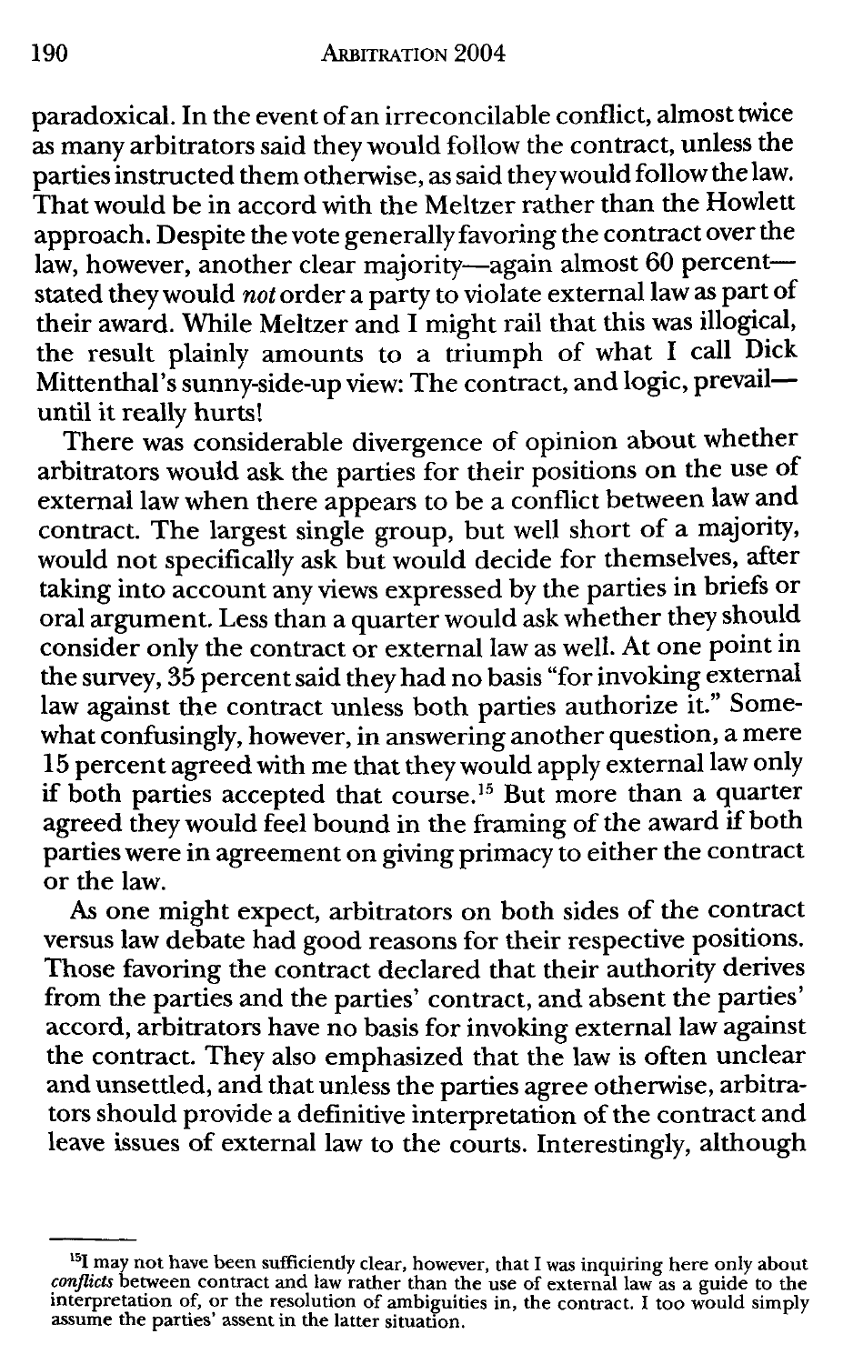paradoxical. In the event of an irreconcilable conflict, almost twice as many arbitrators said they would follow the contract, unless the parties instructed them otherwise, as said they would follow the law. That would be in accord with the Meltzer rather than the Howlett approach. Despite the vote generally favoring the contract over the law, however, another clear majority—again almost 60 percent—stated they would *not* order a party to violate external law as part of their award. While Meltzer and I might rail that this was illogical, the result plainly amounts to a triumph of what I call Dick Mittenthal's sunny-side-up view: The contract, and logic, prevail—until it really hurts!

There was considerable divergence of opinion about whether arbitrators would ask the parties for their positions on the use of external law when there appears to be a conflict between law and contract. The largest single group, but well short of a majority, would not specifically ask but would decide for themselves, after taking into account any views expressed by the parties in briefs or oral argument. Less than a quarter would ask whether they should consider only the contract or external law as well. At one point in the survey, 35 percent said they had no basis "for invoking external law against the contract unless both parties authorize it." Somewhat confusingly, however, in answering another question, a mere 15 percent agreed with me that they would apply external law only if both parties accepted that course.[15] But more than a quarter agreed they would feel bound in the framing of the award if both parties were in agreement on giving primacy to either the contract or the law.

As one might expect, arbitrators on both sides of the contract versus law debate had good reasons for their respective positions. Those favoring the contract declared that their authority derives from the parties and the parties' contract, and absent the parties' accord, arbitrators have no basis for invoking external law against the contract. They also emphasized that the law is often unclear and unsettled, and that unless the parties agree otherwise, arbitrators should provide a definitive interpretation of the contract and leave issues of external law to the courts. Interestingly, although

---

[15] I may not have been sufficiently clear, however, that I was inquiring here only about *conflicts* between contract and law rather than the use of external law as a guide to the interpretation of, or the resolution of ambiguities in, the contract. I too would simply assume the parties' assent in the latter situation.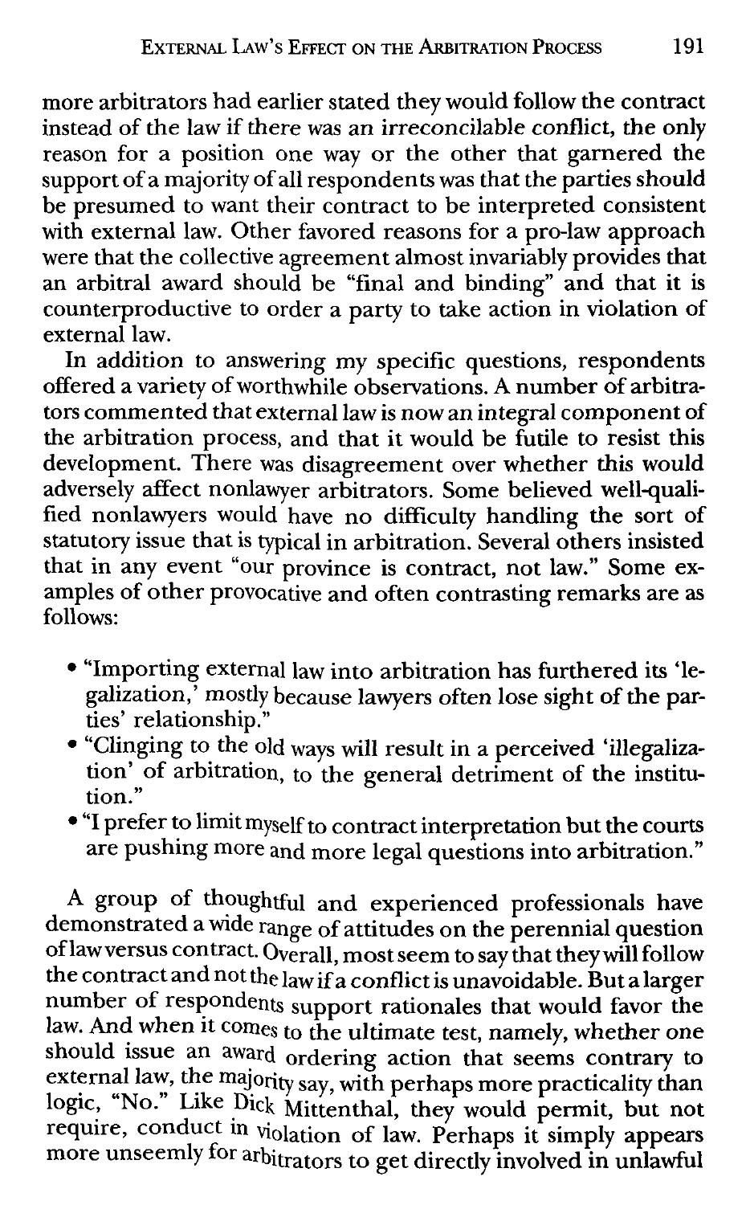more arbitrators had earlier stated they would follow the contract instead of the law if there was an *irreconcilable conflict*, the only reason for a position one way or the other that garnered the support of a majority of all respondents was that the parties should be presumed to want their contract to be interpreted consistent with external law. Other favored reasons for a pro-law approach were that the collective agreement almost invariably provides that an arbitral award should be "final and binding" and that it is counterproductive to order a party to take action in violation of external law.

In addition to answering my specific questions, respondents offered a variety of worthwhile observations. A number of arbitrators commented that external law is now an integral component of the arbitration process, and that it would be futile to resist this development. There was disagreement over whether this would adversely affect nonlawyer arbitrators. Some believed well-qualified nonlawyers would have no difficulty handling the sort of statutory issue that is typical in arbitration. Several others insisted that in any event "our province is contract, not law." Some examples of other provocative and often contrasting remarks are as follows:

- "Importing external law into arbitration has furthered its 'legalization,' mostly because lawyers often lose sight of the parties' relationship."
- "Clinging to the old ways will result in a perceived 'illegalization' of arbitration, to the general detriment of the institution."
- "I prefer to limit myself to contract interpretation but the courts are pushing more and more legal questions into arbitration."

A group of thoughtful and experienced professionals have demonstrated a wide range of attitudes on the perennial question of law versus contract. Overall, most seem to say that they will follow the contract and not the law if a conflict is unavoidable. But a larger number of respondents support rationales that would favor the law. And when it comes to the ultimate test, namely, whether one should issue an award ordering action that seems contrary to external law, the majority say, with perhaps more practicality than logic, "No." Like Dick Mittenthal, they would permit, but not require, conduct in violation of law. Perhaps it simply appears more unseemly for arbitrators to get directly involved in unlawful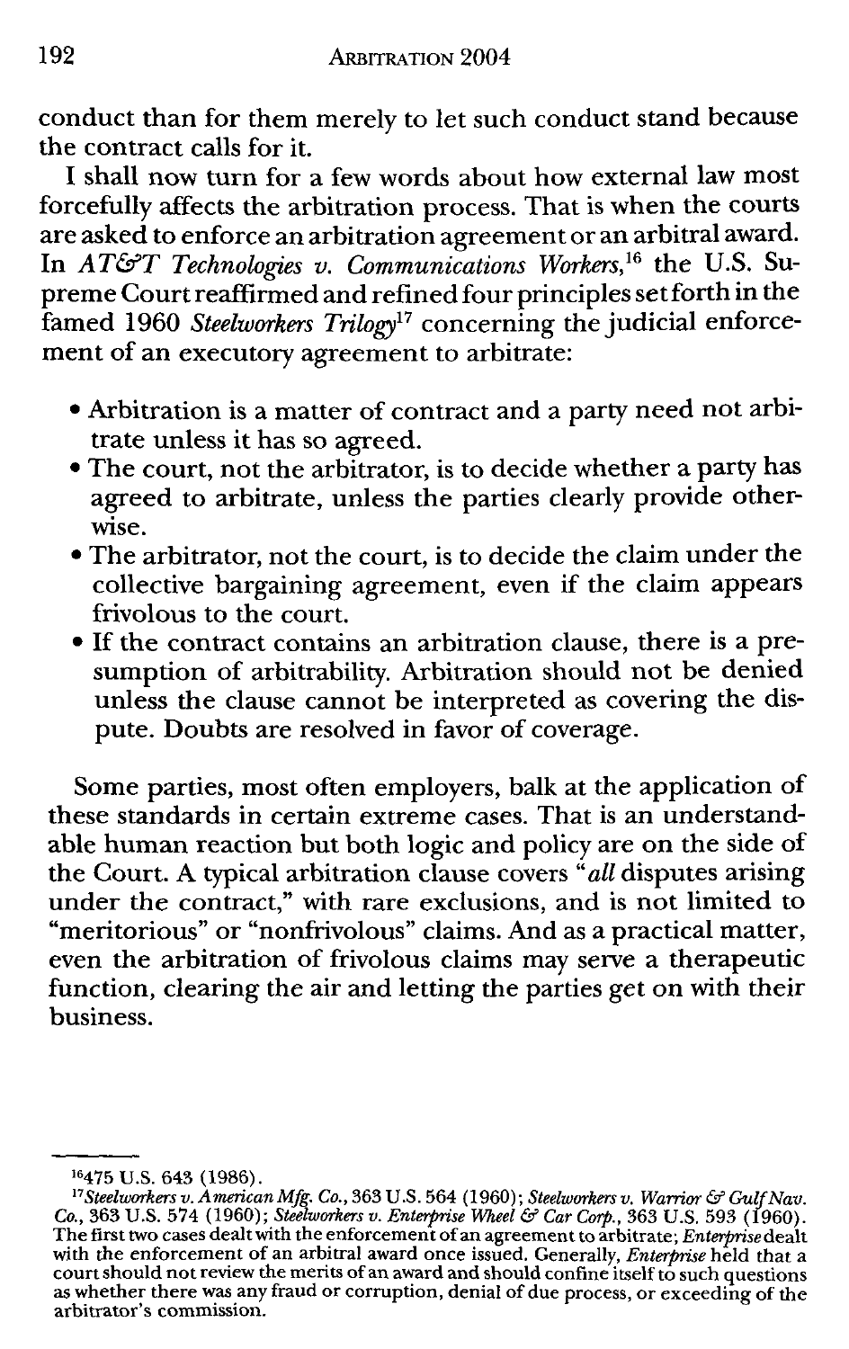conduct than for them merely to let such conduct stand because the contract calls for it.

I shall now turn for a few words about how external law most forcefully affects the arbitration process. That is when the courts are asked to enforce an arbitration agreement or an arbitral award. In *AT&T Technologies v. Communications Workers*,[16] the U.S. Supreme Court reaffirmed and refined four principles set forth in the famed 1960 *Steelworkers Trilogy*[17] concerning the judicial enforcement of an executory agreement to arbitrate:

- Arbitration is a matter of contract and a party need not arbitrate unless it has so agreed.
- The court, not the arbitrator, is to decide whether a party has agreed to arbitrate, unless the parties clearly provide otherwise.
- The arbitrator, not the court, is to decide the claim under the collective bargaining agreement, even if the claim appears frivolous to the court.
- If the contract contains an arbitration clause, there is a presumption of arbitrability. Arbitration should not be denied unless the clause cannot be interpreted as covering the dispute. Doubts are resolved in favor of coverage.

Some parties, most often employers, balk at the application of these standards in certain extreme cases. That is an understandable human reaction but both logic and policy are on the side of the Court. A typical arbitration clause covers "*all* disputes arising under the contract," with rare exclusions, and is not limited to "meritorious" or "nonfrivolous" claims. And as a practical matter, even the arbitration of frivolous claims may serve a therapeutic function, clearing the air and letting the parties get on with their business.

---

[16] 475 U.S. 643 (1986).

[17] *Steelworkers v. American Mfg. Co.*, 363 U.S. 564 (1960); *Steelworkers v. Warrior & Gulf Nav. Co.*, 363 U.S. 574 (1960); *Steelworkers v. Enterprise Wheel & Car Corp.*, 363 U.S. 593 (1960). The first two cases dealt with the enforcement of an agreement to arbitrate; *Enterprise* dealt with the enforcement of an arbitral award once issued. Generally, *Enterprise* held that a court should not review the merits of an award and should confine itself to such questions as whether there was any fraud or corruption, denial of due process, or exceeding of the arbitrator's commission.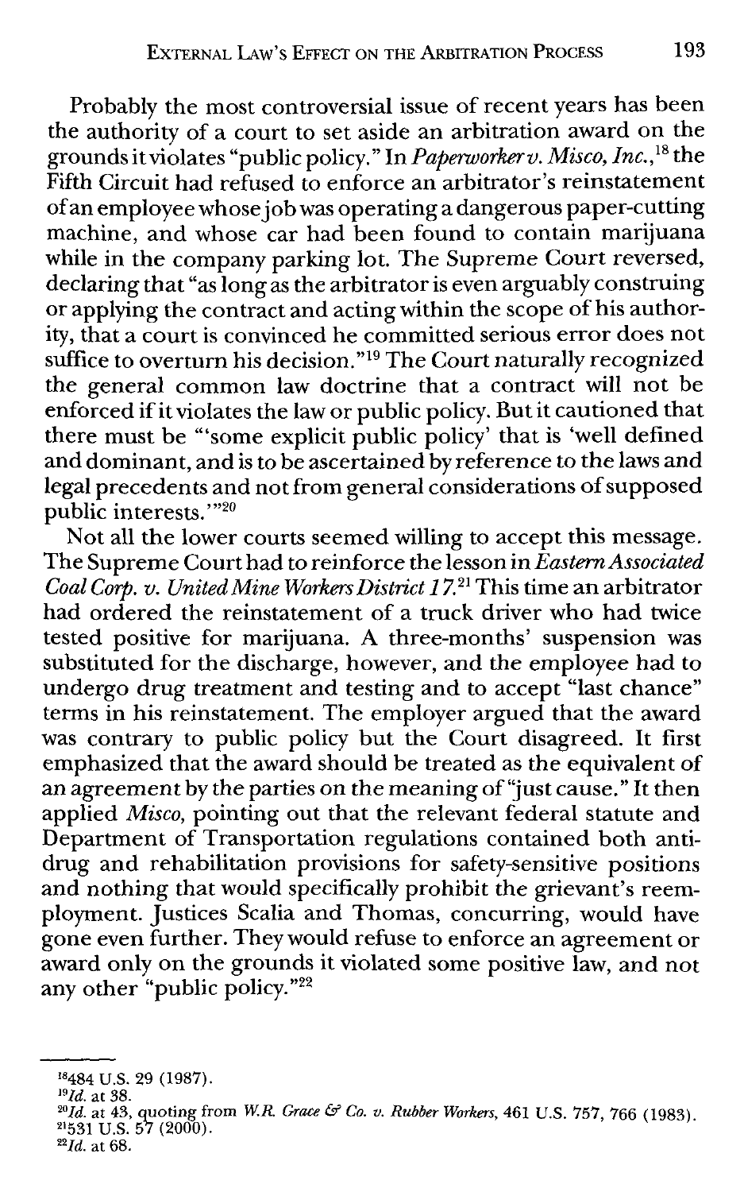Probably the most controversial issue of recent years has been the authority of a court to set aside an arbitration award on the grounds it violates "public policy." In *Paperworker v. Misco, Inc.*,[18] the Fifth Circuit had refused to enforce an arbitrator's reinstatement of an employee whose job was operating a dangerous paper-cutting machine, and whose car had been found to contain marijuana while in the company parking lot. The Supreme Court reversed, declaring that "as long as the arbitrator is even arguably construing or applying the contract and acting within the scope of his authority, that a court is convinced he committed serious error does not suffice to overturn his decision."[19] The Court naturally recognized the general common law doctrine that a contract will not be enforced if it violates the law or public policy. But it cautioned that there must be "'some explicit public policy' that is 'well defined and dominant, and is to be ascertained by reference to the laws and legal precedents and not from general considerations of supposed public interests.'"[20]

Not all the lower courts seemed willing to accept this message. The Supreme Court had to reinforce the lesson in *Eastern Associated Coal Corp. v. United Mine Workers District 17*.[21] This time an arbitrator had ordered the reinstatement of a truck driver who had twice tested positive for marijuana. A three-months' suspension was substituted for the discharge, however, and the employee had to undergo drug treatment and testing and to accept "last chance" terms in his reinstatement. The employer argued that the award was contrary to public policy but the Court disagreed. It first emphasized that the award should be treated as the equivalent of an agreement by the parties on the meaning of "just cause." It then applied *Misco*, pointing out that the relevant federal statute and Department of Transportation regulations contained both anti-drug and rehabilitation provisions for safety-sensitive positions and nothing that would specifically prohibit the grievant's reemployment. Justices Scalia and Thomas, concurring, would have gone even further. They would refuse to enforce an agreement or award only on the grounds it violated some positive law, and not any other "public policy."[22]

---

[18] 484 U.S. 29 (1987).

[19] *Id.* at 38.

[20] *Id.* at 43, quoting from *W.R. Grace & Co. v. Rubber Workers*, 461 U.S. 757, 766 (1983).

[21] 531 U.S. 57 (2000).

[22] *Id.* at 68.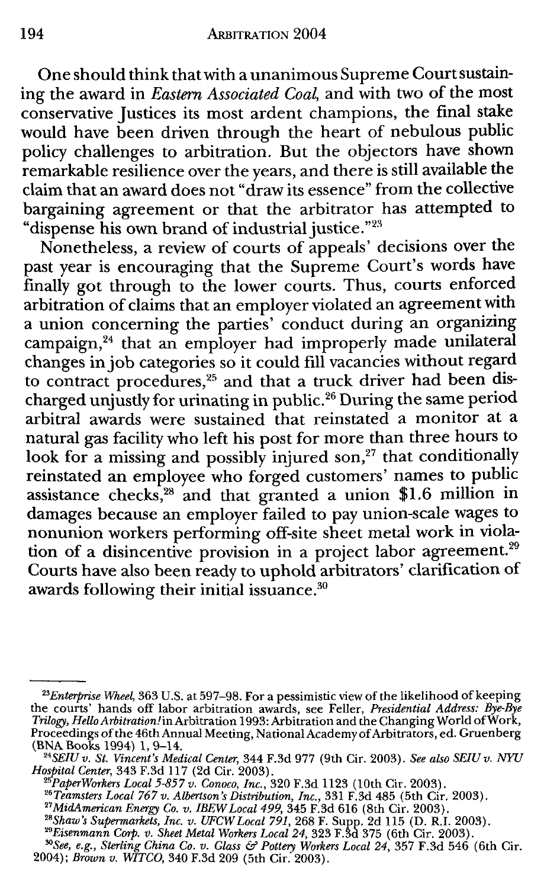One should think that with a unanimous Supreme Court sustaining the award in *Eastern Associated Coal*, and with two of the most conservative Justices its most ardent champions, the final stake would have been driven through the heart of nebulous public policy challenges to arbitration. But the objectors have shown remarkable resilience over the years, and there is still available the claim that an award does not "draw its essence" from the collective bargaining agreement or that the arbitrator has attempted to "dispense his own brand of industrial justice."[23]

Nonetheless, a review of courts of appeals' decisions over the past year is encouraging that the Supreme Court's words have finally got through to the lower courts. Thus, courts enforced arbitration of claims that an employer violated an agreement with a union concerning the parties' conduct during an organizing campaign,[24] that an employer had improperly made unilateral changes in job categories so it could fill vacancies without regard to contract procedures,[25] and that a truck driver had been discharged unjustly for urinating in public.[26] During the same period arbitral awards were sustained that reinstated a monitor at a natural gas facility who left his post for more than three hours to look for a missing and possibly injured son,[27] that conditionally reinstated an employee who forged customers' names to public assistance checks,[28] and that granted a union $1.6 million in damages because an employer failed to pay union-scale wages to nonunion workers performing off-site sheet metal work in violation of a disincentive provision in a project labor agreement.[29] Courts have also been ready to uphold arbitrators' clarification of awards following their initial issuance.[30]

---

[23] *Enterprise Wheel*, 363 U.S. at 597–98. For a pessimistic view of the likelihood of keeping the courts' hands off labor arbitration awards, see Feller, *Presidential Address: Bye-Bye Trilogy, Hello Arbitration!* in Arbitration 1993: Arbitration and the Changing World of Work, Proceedings of the 46th Annual Meeting, National Academy of Arbitrators, ed. Gruenberg (BNA Books 1994) 1, 9–14.

[24] *SEIU v. St. Vincent's Medical Center*, 344 F.3d 977 (9th Cir. 2003). *See also SEIU v. NYU Hospital Center*, 343 F.3d 117 (2d Cir. 2003).

[25] *PaperWorkers Local 5-857 v. Conoco, Inc.*, 320 F.3d 1123 (10th Cir. 2003).

[26] *Teamsters Local 767 v. Albertson's Distribution, Inc.*, 331 F.3d 485 (5th Cir. 2003).

[27] *MidAmerican Energy Co. v. IBEW Local 499*, 345 F.3d 616 (8th Cir. 2003).

[28] *Shaw's Supermarkets, Inc. v. UFCW Local 791*, 268 F. Supp. 2d 115 (D. R.I. 2003).

[29] *Eisenmann Corp. v. Sheet Metal Workers Local 24*, 323 F.3d 375 (6th Cir. 2003).

[30] *See, e.g., Sterling China Co. v. Glass & Pottery Workers Local 24*, 357 F.3d 546 (6th Cir. 2004); *Brown v. WITCO*, 340 F.3d 209 (5th Cir. 2003).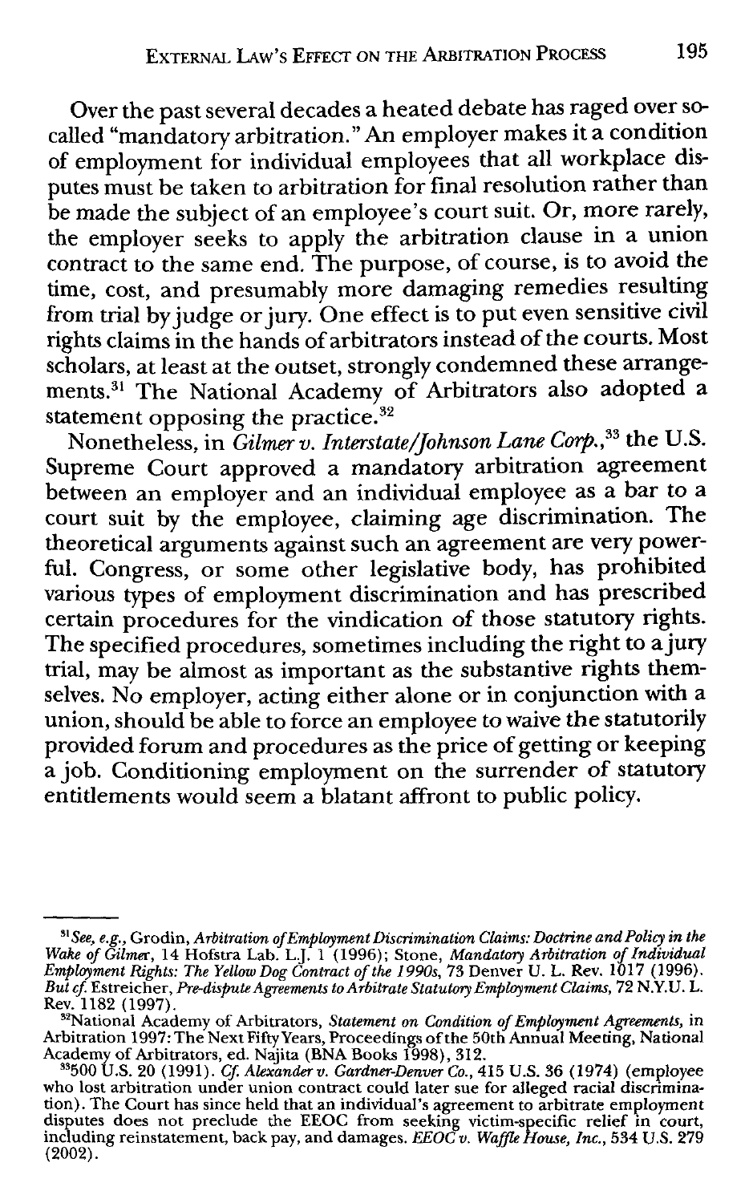Over the past several decades a heated debate has raged over so-called "mandatory arbitration." An employer makes it a condition of employment for individual employees that all workplace disputes must be taken to arbitration for final resolution rather than be made the subject of an employee's court suit. Or, more rarely, the employer seeks to apply the arbitration clause in a union contract to the same end. The purpose, of course, is to avoid the time, cost, and presumably more damaging remedies resulting from trial by judge or jury. One effect is to put even sensitive civil rights claims in the hands of arbitrators instead of the courts. Most scholars, at least at the outset, strongly condemned these arrangements.[31] The National Academy of Arbitrators also adopted a statement opposing the practice.[32]

Nonetheless, in *Gilmer v. Interstate/Johnson Lane Corp.*,[33] the U.S. Supreme Court approved a mandatory arbitration agreement between an employer and an individual employee as a bar to a court suit by the employee, claiming age discrimination. The theoretical arguments against such an agreement are very powerful. Congress, or some other legislative body, has prohibited various types of employment discrimination and has prescribed certain procedures for the vindication of those statutory rights. The specified procedures, sometimes including the right to a jury trial, may be almost as important as the substantive rights themselves. No employer, acting either alone or in conjunction with a union, should be able to force an employee to waive the statutorily provided forum and procedures as the price of getting or keeping a job. Conditioning employment on the surrender of statutory entitlements would seem a blatant affront to public policy.

---

[31] *See, e.g.*, Grodin, *Arbitration of Employment Discrimination Claims: Doctrine and Policy in the Wake of Gilmer*, 14 Hofstra Lab. L.J. 1 (1996); Stone, *Mandatory Arbitration of Individual Employment Rights: The Yellow Dog Contract of the 1990s*, 73 Denver U. L. Rev. 1017 (1996). *But cf.* Estreicher, *Pre-dispute Agreements to Arbitrate Statutory Employment Claims*, 72 N.Y.U. L. Rev. 1182 (1997).

[32] National Academy of Arbitrators, *Statement on Condition of Employment Agreements*, in Arbitration 1997: The Next Fifty Years, Proceedings of the 50th Annual Meeting, National Academy of Arbitrators, ed. Najita (BNA Books 1998), 312.

[33] 500 U.S. 20 (1991). *Cf. Alexander v. Gardner-Denver Co.*, 415 U.S. 36 (1974) (employee who lost arbitration under union contract could later sue for alleged racial discrimination). The Court has since held that an individual's agreement to arbitrate employment disputes does not preclude the EEOC from seeking victim-specific relief in court, including reinstatement, back pay, and damages. *EEOC v. Waffle House, Inc.*, 534 U.S. 279 (2002).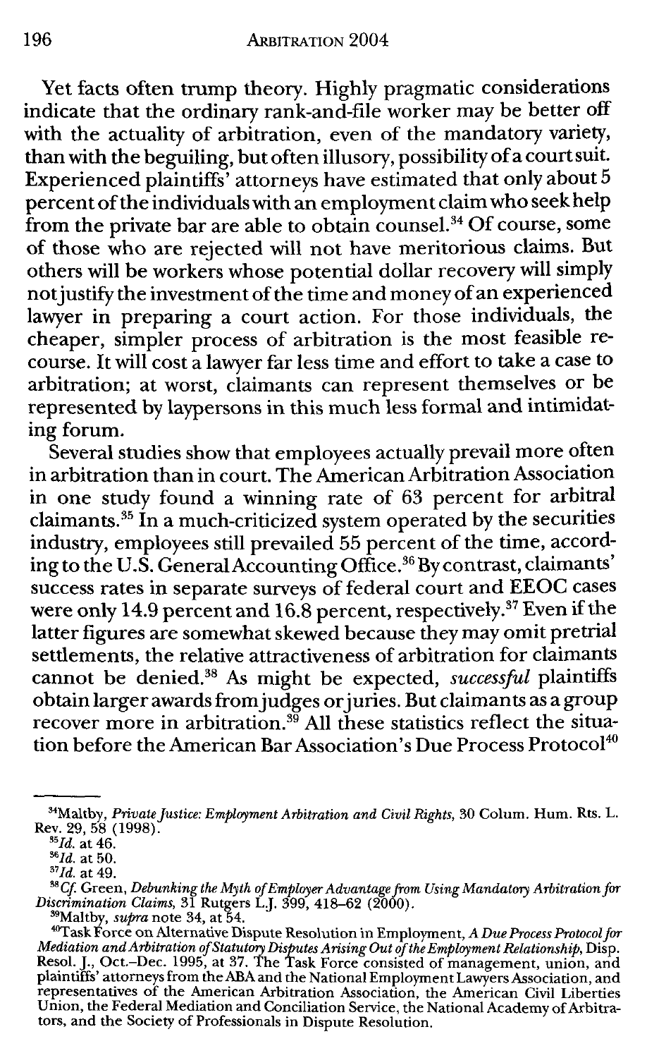Yet facts often trump theory. Highly pragmatic considerations indicate that the ordinary rank-and-file worker may be better off with the actuality of arbitration, even of the mandatory variety, than with the beguiling, but often illusory, possibility of a court suit. Experienced plaintiffs' attorneys have estimated that only about 5 percent of the individuals with an employment claim who seek help from the private bar are able to obtain counsel.[34] Of course, some of those who are rejected will not have meritorious claims. But others will be workers whose potential dollar recovery will simply not justify the investment of the time and money of an experienced lawyer in preparing a court action. For those individuals, the cheaper, simpler process of arbitration is the most feasible recourse. It will cost a lawyer far less time and effort to take a case to arbitration; at worst, claimants can represent themselves or be represented by laypersons in this much less formal and intimidating forum.

Several studies show that employees actually prevail more often in arbitration than in court. The American Arbitration Association in one study found a winning rate of 63 percent for arbitral claimants.[35] In a much-criticized system operated by the securities industry, employees still prevailed 55 percent of the time, according to the U.S. General Accounting Office.[36] By contrast, claimants' success rates in separate surveys of federal court and EEOC cases were only 14.9 percent and 16.8 percent, respectively.[37] Even if the latter figures are somewhat skewed because they may omit pretrial settlements, the relative attractiveness of arbitration for claimants cannot be denied.[38] As might be expected, *successful* plaintiffs obtain larger awards from judges or juries. But claimants as a group recover more in arbitration.[39] All these statistics reflect the situation before the American Bar Association's Due Process Protocol[40]

---

[34]Maltby, *Private Justice: Employment Arbitration and Civil Rights*, 30 Colum. Hum. Rts. L. Rev. 29, 58 (1998).

[35]*Id.* at 46.

[36]*Id.* at 50.

[37]*Id.* at 49.

[38]*Cf.* Green, *Debunking the Myth of Employer Advantage from Using Mandatory Arbitration for Discrimination Claims*, 31 Rutgers L.J. 399, 418–62 (2000).

[39]Maltby, *supra* note 34, at 54.

[40]Task Force on Alternative Dispute Resolution in Employment, *A Due Process Protocol for Mediation and Arbitration of Statutory Disputes Arising Out of the Employment Relationship*, Disp. Resol. J., Oct.–Dec. 1995, at 37. The Task Force consisted of management, union, and plaintiffs' attorneys from the ABA and the National Employment Lawyers Association, and representatives of the American Arbitration Association, the American Civil Liberties Union, the Federal Mediation and Conciliation Service, the National Academy of Arbitrators, and the Society of Professionals in Dispute Resolution.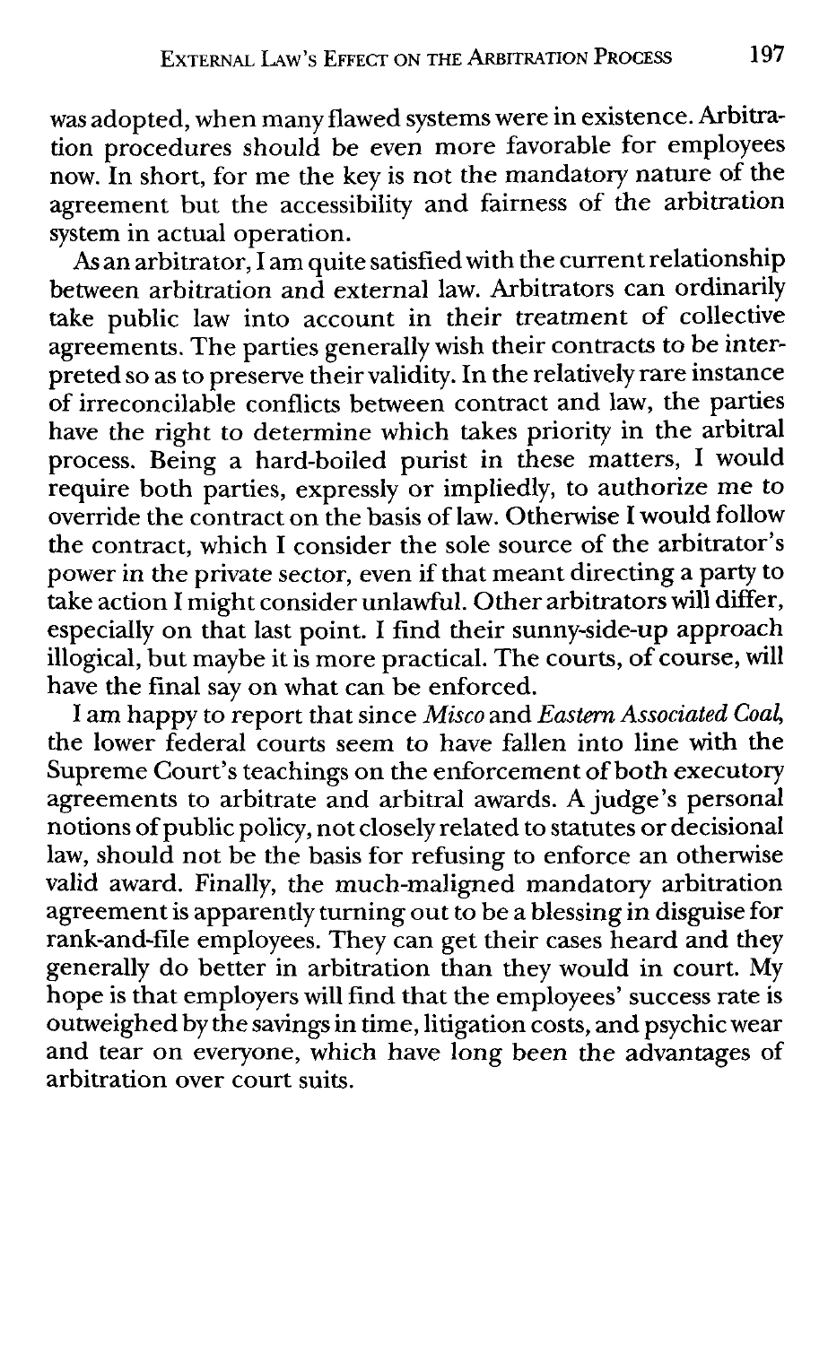was adopted, when many flawed systems were in existence. Arbitration procedures should be even more favorable for employees now. In short, for me the key is not the mandatory nature of the agreement but the accessibility and fairness of the arbitration system in actual operation.

As an arbitrator, I am quite satisfied with the current relationship between arbitration and external law. Arbitrators can ordinarily take public law into account in their treatment of collective agreements. The parties generally wish their contracts to be interpreted so as to preserve their validity. In the relatively rare instance of irreconcilable conflicts between contract and law, the parties have the right to determine which takes priority in the arbitral process. Being a hard-boiled purist in these matters, I would require both parties, expressly or impliedly, to authorize me to override the contract on the basis of law. Otherwise I would follow the contract, which I consider the sole source of the arbitrator's power in the private sector, even if that meant directing a party to take action I might consider unlawful. Other arbitrators will differ, especially on that last point. I find their sunny-side-up approach illogical, but maybe it is more practical. The courts, of course, will have the final say on what can be enforced.

I am happy to report that since *Misco* and *Eastern Associated Coal*, the lower federal courts seem to have fallen into line with the Supreme Court's teachings on the enforcement of both executory agreements to arbitrate and arbitral awards. A judge's personal notions of public policy, not closely related to statutes or decisional law, should not be the basis for refusing to enforce an otherwise valid award. Finally, the much-maligned mandatory arbitration agreement is apparently turning out to be a blessing in disguise for rank-and-file employees. They can get their cases heard and they generally do better in arbitration than they would in court. My hope is that employers will find that the employees' success rate is outweighed by the savings in time, litigation costs, and psychic wear and tear on everyone, which have long been the advantages of arbitration over court suits.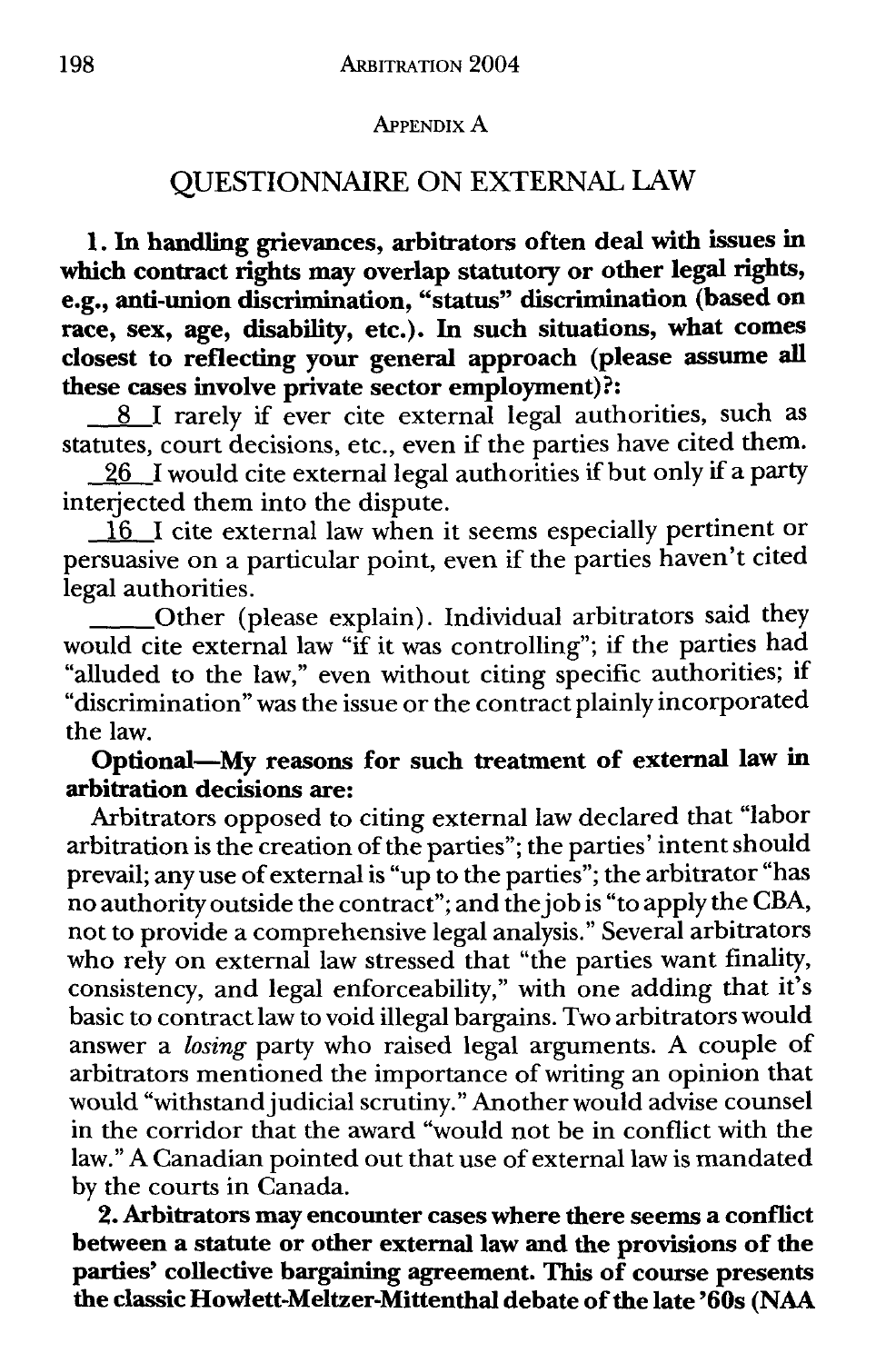## Appendix A

## QUESTIONNAIRE ON EXTERNAL LAW

**1. In handling grievances, arbitrators often deal with issues in which contract rights may overlap statutory or other legal rights, e.g., anti-union discrimination, "status" discrimination (based on race, sex, age, disability, etc.). In such situations, what comes closest to reflecting your general approach (please assume all these cases involve private sector employment)?:**

__8__ I rarely if ever cite external legal authorities, such as statutes, court decisions, etc., even if the parties have cited them.

__26__ I would cite external legal authorities if but only if a party interjected them into the dispute.

__16__ I cite external law when it seems especially pertinent or persuasive on a particular point, even if the parties haven't cited legal authorities.

_____ Other (please explain). Individual arbitrators said they would cite external law "if it was controlling"; if the parties had "alluded to the law," even without citing specific authorities; if "discrimination" was the issue or the contract plainly incorporated the law.

**Optional—My reasons for such treatment of external law in arbitration decisions are:**

Arbitrators opposed to citing external law declared that "labor arbitration is the creation of the parties"; the parties' intent should prevail; any use of external is "up to the parties"; the arbitrator "has no authority outside the contract"; and the job is "to apply the CBA, not to provide a comprehensive legal analysis." Several arbitrators who rely on external law stressed that "the parties want finality, consistency, and legal enforceability," with one adding that it's basic to contract law to void illegal bargains. Two arbitrators would answer a *losing* party who raised legal arguments. A couple of arbitrators mentioned the importance of writing an opinion that would "withstand judicial scrutiny." Another would advise counsel in the corridor that the award "would not be in conflict with the law." A Canadian pointed out that use of external law is mandated by the courts in Canada.

**2. Arbitrators may encounter cases where there seems a conflict between a statute or other external law and the provisions of the parties' collective bargaining agreement. This of course presents the classic Howlett-Meltzer-Mittenthal debate of the late '60s (NAA**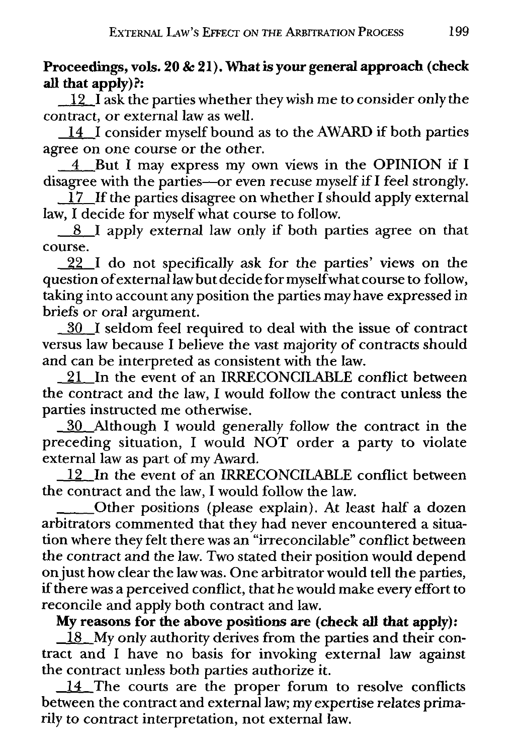**Proceedings, vols. 20 & 21). What is your general approach (check all that apply)?:**

_12_ I ask the parties whether they wish me to consider only the contract, or external law as well.

_14_ I consider myself bound as to the AWARD if both parties agree on one course or the other.

_4_ But I may express my own views in the OPINION if I disagree with the parties—or even recuse myself if I feel strongly.

_17_ If the parties disagree on whether I should apply external law, I decide for myself what course to follow.

_8_ I apply external law only if both parties agree on that course.

_22_ I do not specifically ask for the parties' views on the question of external law but decide for myself what course to follow, taking into account any position the parties may have expressed in briefs or oral argument.

_30_ I seldom feel required to deal with the issue of contract versus law because I believe the vast majority of contracts should and can be interpreted as consistent with the law.

_21_ In the event of an IRRECONCILABLE conflict between the contract and the law, I would follow the contract unless the parties instructed me otherwise.

_30_ Although I would generally follow the contract in the preceding situation, I would NOT order a party to violate external law as part of my Award.

_12_ In the event of an IRRECONCILABLE conflict between the contract and the law, I would follow the law.

_____ Other positions (please explain). At least half a dozen arbitrators commented that they had never encountered a situation where they felt there was an "irreconcilable" conflict between the contract and the law. Two stated their position would depend on just how clear the law was. One arbitrator would tell the parties, if there was a perceived conflict, that he would make every effort to reconcile and apply both contract and law.

**My reasons for the above positions are (check all that apply):**

_18_ My only authority derives from the parties and their contract and I have no basis for invoking external law against the contract unless both parties authorize it.

_14_ The courts are the proper forum to resolve conflicts between the contract and external law; my expertise relates primarily to contract interpretation, not external law.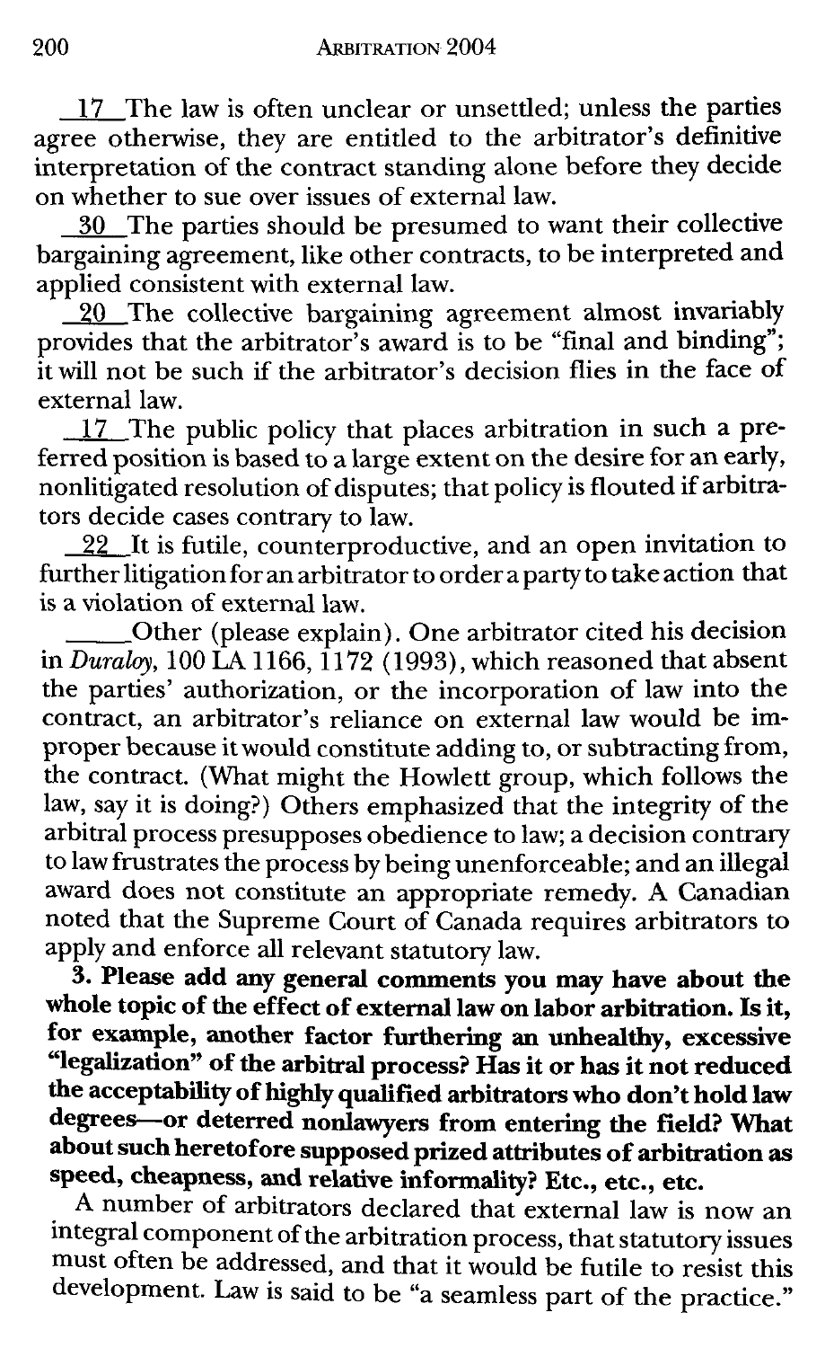__17__ The law is often unclear or unsettled; unless the parties agree otherwise, they are entitled to the arbitrator's definitive interpretation of the contract standing alone before they decide on whether to sue over issues of external law.

__30__ The parties should be presumed to want their collective bargaining agreement, like other contracts, to be interpreted and applied consistent with external law.

__20__ The collective bargaining agreement almost invariably provides that the arbitrator's award is to be "final and binding"; it will not be such if the arbitrator's decision flies in the face of external law.

__17__ The public policy that places arbitration in such a preferred position is based to a large extent on the desire for an early, nonlitigated resolution of disputes; that policy is flouted if arbitrators decide cases contrary to law.

__22__ It is futile, counterproductive, and an open invitation to further litigation for an arbitrator to order a party to take action that is a violation of external law.

_____ Other (please explain). One arbitrator cited his decision in *Duraloy*, 100 LA 1166, 1172 (1993), which reasoned that absent the parties' authorization, or the incorporation of law into the contract, an arbitrator's reliance on external law would be improper because it would constitute adding to, or subtracting from, the contract. (What might the Howlett group, which follows the law, say it is doing?) Others emphasized that the integrity of the arbitral process presupposes obedience to law; a decision contrary to law frustrates the process by being unenforceable; and an illegal award does not constitute an appropriate remedy. A Canadian noted that the Supreme Court of Canada requires arbitrators to apply and enforce all relevant statutory law.

**3. Please add any general comments you may have about the whole topic of the effect of external law on labor arbitration. Is it, for example, another factor furthering an unhealthy, excessive "legalization" of the arbitral process? Has it or has it not reduced the acceptability of highly qualified arbitrators who don't hold law degrees—or deterred nonlawyers from entering the field? What about such heretofore supposed prized attributes of arbitration as speed, cheapness, and relative informality? Etc., etc., etc.**

A number of arbitrators declared that external law is now an integral component of the arbitration process, that statutory issues must often be addressed, and that it would be futile to resist this development. Law is said to be "a seamless part of the practice."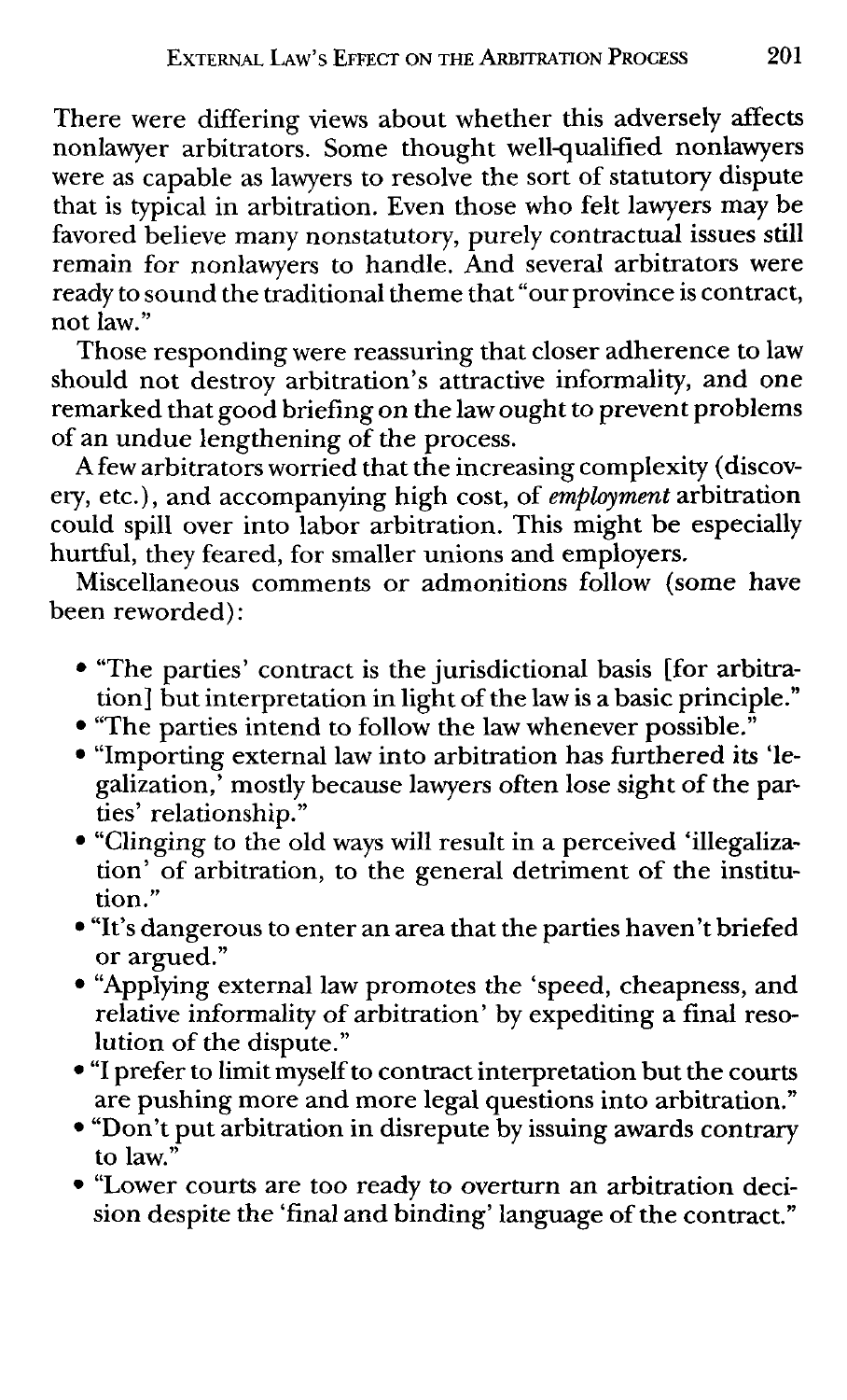There were differing views about whether this adversely affects nonlawyer arbitrators. Some thought well-qualified nonlawyers were as capable as lawyers to resolve the sort of statutory dispute that is typical in arbitration. Even those who felt lawyers may be favored believe many nonstatutory, purely contractual issues still remain for nonlawyers to handle. And several arbitrators were ready to sound the traditional theme that "our province is contract, not law."

Those responding were reassuring that closer adherence to law should not destroy arbitration's attractive informality, and one remarked that good briefing on the law ought to prevent problems of an undue lengthening of the process.

A few arbitrators worried that the increasing complexity (discovery, etc.), and accompanying high cost, of *employment* arbitration could spill over into labor arbitration. This might be especially hurtful, they feared, for smaller unions and employers.

Miscellaneous comments or admonitions follow (some have been reworded):

- "The parties' contract is the jurisdictional basis [for arbitration] but interpretation in light of the law is a basic principle."
- "The parties intend to follow the law whenever possible."
- "Importing external law into arbitration has furthered its 'legalization,' mostly because lawyers often lose sight of the parties' relationship."
- "Clinging to the old ways will result in a perceived 'illegalization' of arbitration, to the general detriment of the institution."
- "It's dangerous to enter an area that the parties haven't briefed or argued."
- "Applying external law promotes the 'speed, cheapness, and relative informality of arbitration' by expediting a final resolution of the dispute."
- "I prefer to limit myself to contract interpretation but the courts are pushing more and more legal questions into arbitration."
- "Don't put arbitration in disrepute by issuing awards contrary to law."
- "Lower courts are too ready to overturn an arbitration decision despite the 'final and binding' language of the contract."